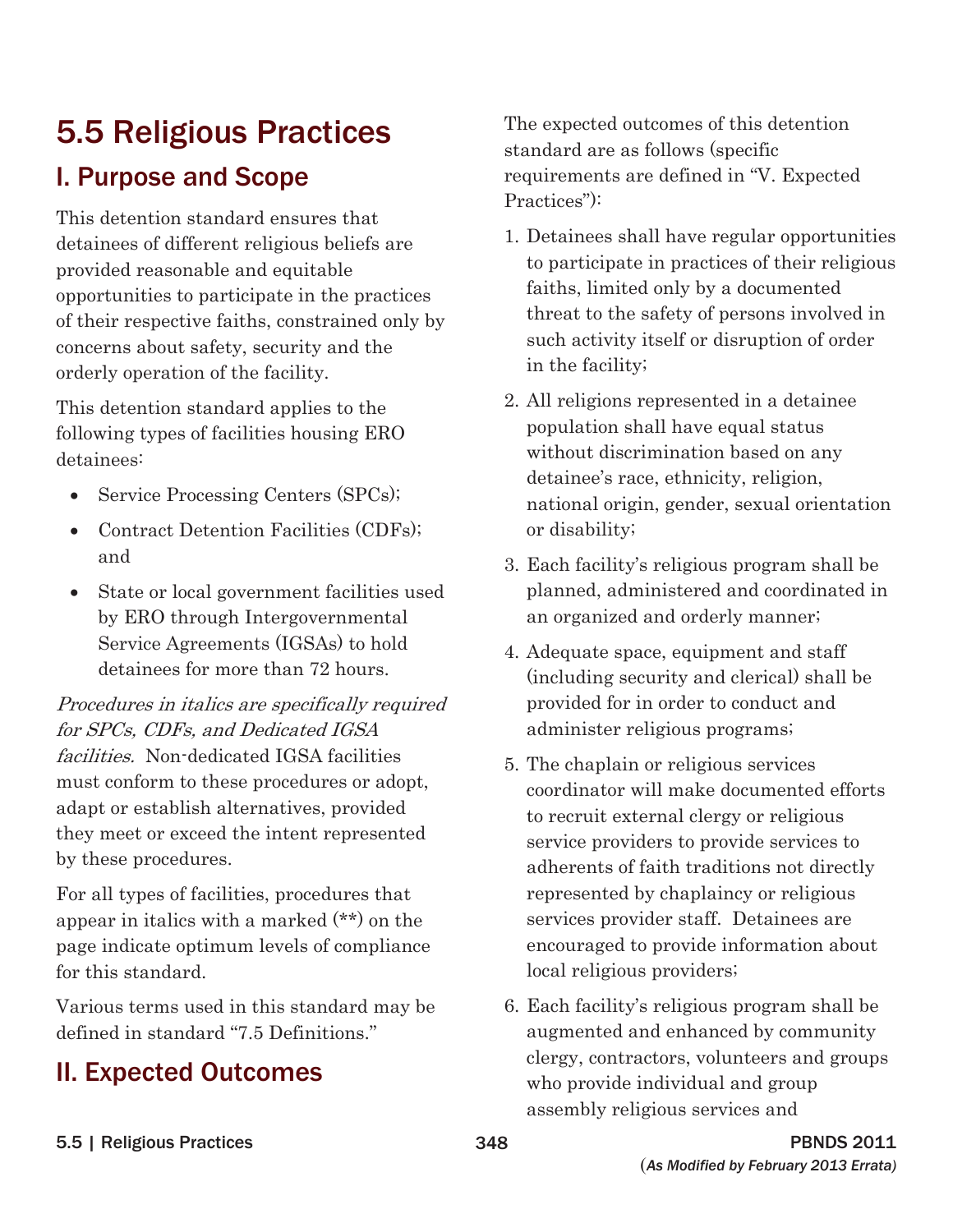# 5.5 Religious Practices

## I. Purpose and Scope

This detention standard ensures that detainees of different religious beliefs are provided reasonable and equitable opportunities to participate in the practices of their respective faiths, constrained only by concerns about safety, security and the orderly operation of the facility.

This detention standard applies to the following types of facilities housing ERO detainees:

- Service Processing Centers (SPCs);
- Contract Detention Facilities (CDFs); and
- State or local government facilities used by ERO through Intergovernmental Service Agreements (IGSAs) to hold detainees for more than 72 hours.

*Procedures in italics are specifically required for SPCs, CDFs, and Dedicated IGSA facilities.* Non-dedicated IGSA facilities must conform to these procedures or adopt, adapt or establish alternatives, provided they meet or exceed the intent represented by these procedures.

For all types of facilities, procedures that appear in italics with a marked (**) on the page indicate optimum levels of compliance for this standard.

Various terms used in this standard may be defined in standard "7.5 Definitions."

## II. Expected Outcomes

The expected outcomes of this detention standard are as follows (specific requirements are defined in "V. Expected Practices"):

1. Detainees shall have regular opportunities to participate in practices of their religious faiths, limited only by a documented threat to the safety of persons involved in such activity itself or disruption of order in the facility;
2. All religions represented in a detainee population shall have equal status without discrimination based on any detainee's race, ethnicity, religion, national origin, gender, sexual orientation or disability;
3. Each facility's religious program shall be planned, administered and coordinated in an organized and orderly manner;
4. Adequate space, equipment and staff (including security and clerical) shall be provided for in order to conduct and administer religious programs;
5. The chaplain or religious services coordinator will make documented efforts to recruit external clergy or religious service providers to provide services to adherents of faith traditions not directly represented by chaplaincy or religious services provider staff. Detainees are encouraged to provide information about local religious providers;
6. Each facility's religious program shall be augmented and enhanced by community clergy, contractors, volunteers and groups who provide individual and group assembly religious services and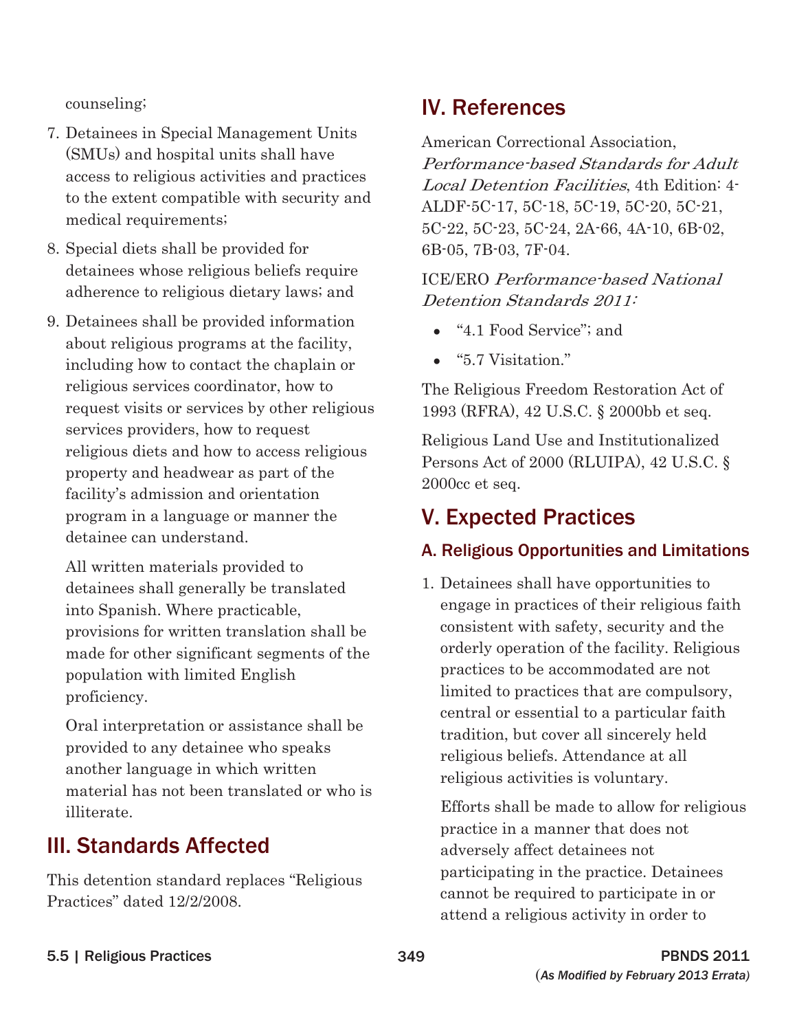counseling;

7. Detainees in Special Management Units (SMUs) and hospital units shall have access to religious activities and practices to the extent compatible with security and medical requirements;
8. Special diets shall be provided for detainees whose religious beliefs require adherence to religious dietary laws; and
9. Detainees shall be provided information about religious programs at the facility, including how to contact the chaplain or religious services coordinator, how to request visits or services by other religious services providers, how to request religious diets and how to access religious property and headwear as part of the facility's admission and orientation program in a language or manner the detainee can understand.

   All written materials provided to detainees shall generally be translated into Spanish. Where practicable, provisions for written translation shall be made for other significant segments of the population with limited English proficiency.

   Oral interpretation or assistance shall be provided to any detainee who speaks another language in which written material has not been translated or who is illiterate.

## III. Standards Affected

This detention standard replaces "Religious Practices" dated 12/2/2008.

## IV. References

American Correctional Association, *Performance-based Standards for Adult Local Detention Facilities*, 4th Edition: 4-ALDF-5C-17, 5C-18, 5C-19, 5C-20, 5C-21, 5C-22, 5C-23, 5C-24, 2A-66, 4A-10, 6B-02, 6B-05, 7B-03, 7F-04.

ICE/ERO *Performance-based National Detention Standards 2011:*

- "4.1 Food Service"; and
- "5.7 Visitation."

The Religious Freedom Restoration Act of 1993 (RFRA), 42 U.S.C. § 2000bb et seq.

Religious Land Use and Institutionalized Persons Act of 2000 (RLUIPA), 42 U.S.C. § 2000cc et seq.

## V. Expected Practices

### A. Religious Opportunities and Limitations

1. Detainees shall have opportunities to engage in practices of their religious faith consistent with safety, security and the orderly operation of the facility. Religious practices to be accommodated are not limited to practices that are compulsory, central or essential to a particular faith tradition, but cover all sincerely held religious beliefs. Attendance at all religious activities is voluntary.

   Efforts shall be made to allow for religious practice in a manner that does not adversely affect detainees not participating in the practice. Detainees cannot be required to participate in or attend a religious activity in order to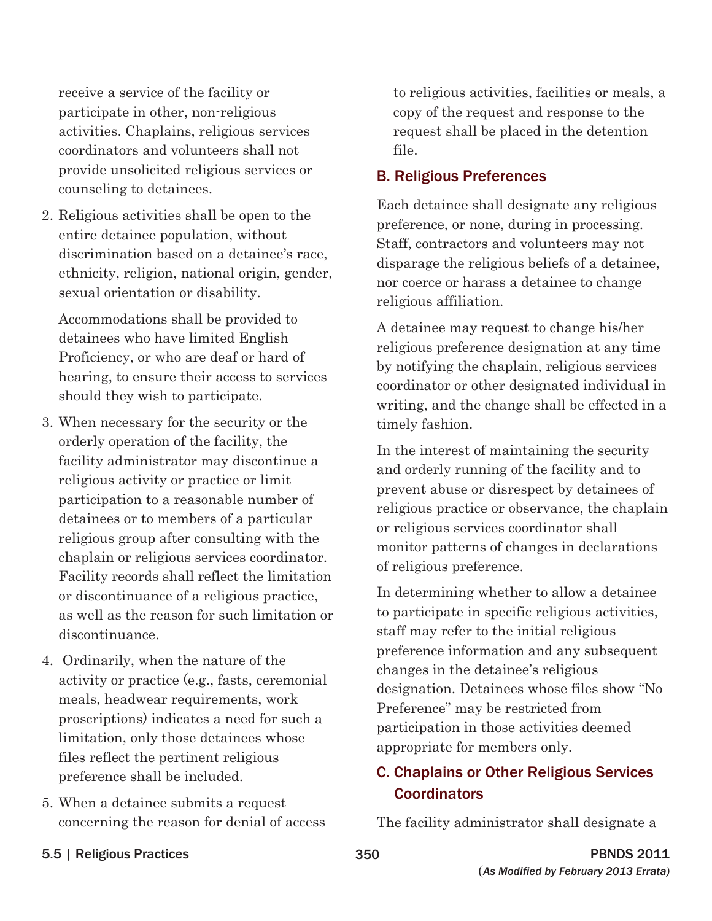receive a service of the facility or participate in other, non-religious activities. Chaplains, religious services coordinators and volunteers shall not provide unsolicited religious services or counseling to detainees.

2. Religious activities shall be open to the entire detainee population, without discrimination based on a detainee's race, ethnicity, religion, national origin, gender, sexual orientation or disability.

   Accommodations shall be provided to detainees who have limited English Proficiency, or who are deaf or hard of hearing, to ensure their access to services should they wish to participate.

3. When necessary for the security or the orderly operation of the facility, the facility administrator may discontinue a religious activity or practice or limit participation to a reasonable number of detainees or to members of a particular religious group after consulting with the chaplain or religious services coordinator. Facility records shall reflect the limitation or discontinuance of a religious practice, as well as the reason for such limitation or discontinuance.

4. Ordinarily, when the nature of the activity or practice (e.g., fasts, ceremonial meals, headwear requirements, work proscriptions) indicates a need for such a limitation, only those detainees whose files reflect the pertinent religious preference shall be included.

5. When a detainee submits a request concerning the reason for denial of access to religious activities, facilities or meals, a copy of the request and response to the request shall be placed in the detention file.

## B. Religious Preferences

Each detainee shall designate any religious preference, or none, during in processing. Staff, contractors and volunteers may not disparage the religious beliefs of a detainee, nor coerce or harass a detainee to change religious affiliation.

A detainee may request to change his/her religious preference designation at any time by notifying the chaplain, religious services coordinator or other designated individual in writing, and the change shall be effected in a timely fashion.

In the interest of maintaining the security and orderly running of the facility and to prevent abuse or disrespect by detainees of religious practice or observance, the chaplain or religious services coordinator shall monitor patterns of changes in declarations of religious preference.

In determining whether to allow a detainee to participate in specific religious activities, staff may refer to the initial religious preference information and any subsequent changes in the detainee's religious designation. Detainees whose files show "No Preference" may be restricted from participation in those activities deemed appropriate for members only.

## C. Chaplains or Other Religious Services Coordinators

The facility administrator shall designate a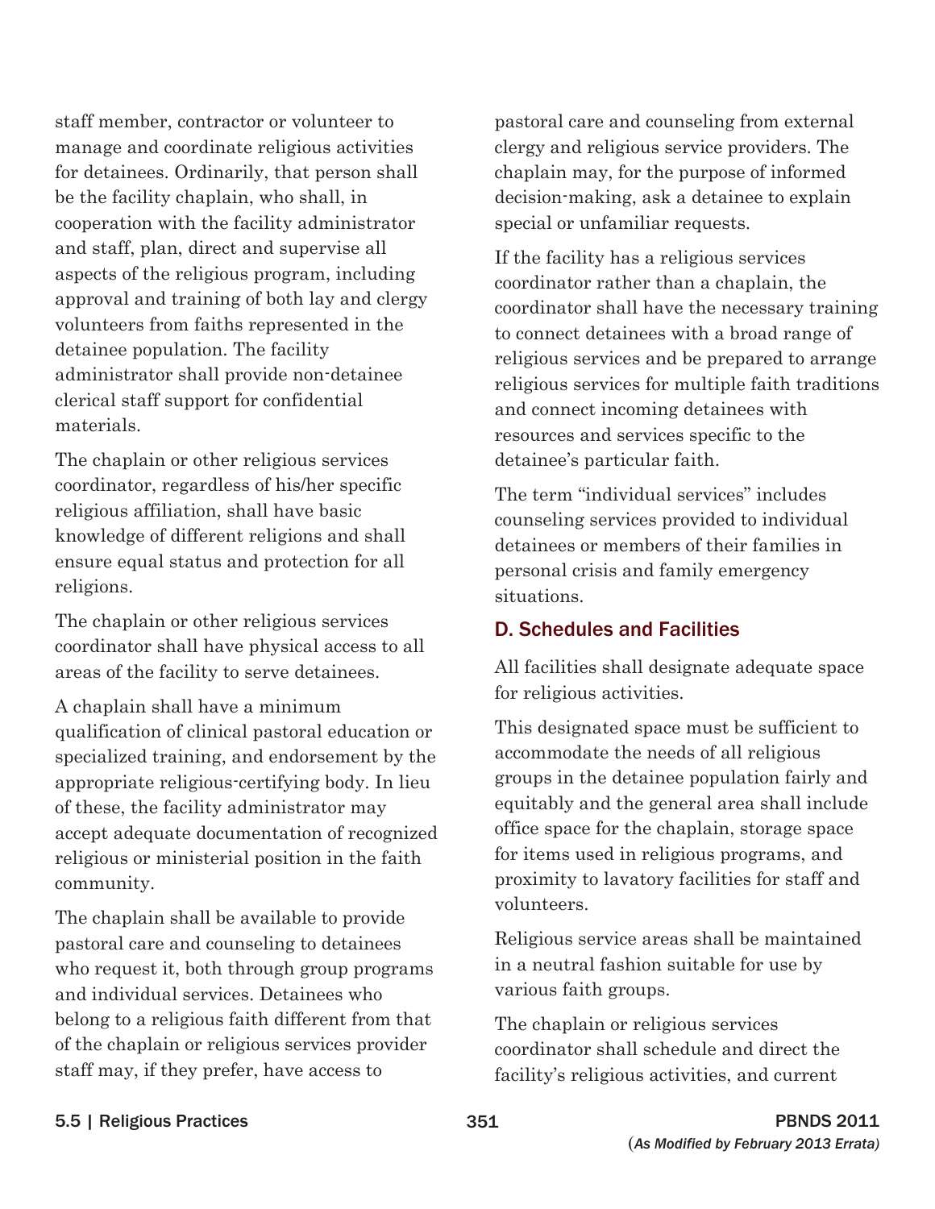staff member, contractor or volunteer to manage and coordinate religious activities for detainees. Ordinarily, that person shall be the facility chaplain, who shall, in cooperation with the facility administrator and staff, plan, direct and supervise all aspects of the religious program, including approval and training of both lay and clergy volunteers from faiths represented in the detainee population. The facility administrator shall provide non-detainee clerical staff support for confidential materials.

The chaplain or other religious services coordinator, regardless of his/her specific religious affiliation, shall have basic knowledge of different religions and shall ensure equal status and protection for all religions.

The chaplain or other religious services coordinator shall have physical access to all areas of the facility to serve detainees.

A chaplain shall have a minimum qualification of clinical pastoral education or specialized training, and endorsement by the appropriate religious-certifying body. In lieu of these, the facility administrator may accept adequate documentation of recognized religious or ministerial position in the faith community.

The chaplain shall be available to provide pastoral care and counseling to detainees who request it, both through group programs and individual services. Detainees who belong to a religious faith different from that of the chaplain or religious services provider staff may, if they prefer, have access to pastoral care and counseling from external clergy and religious service providers. The chaplain may, for the purpose of informed decision-making, ask a detainee to explain special or unfamiliar requests.

If the facility has a religious services coordinator rather than a chaplain, the coordinator shall have the necessary training to connect detainees with a broad range of religious services and be prepared to arrange religious services for multiple faith traditions and connect incoming detainees with resources and services specific to the detainee's particular faith.

The term "individual services" includes counseling services provided to individual detainees or members of their families in personal crisis and family emergency situations.

### D. Schedules and Facilities

All facilities shall designate adequate space for religious activities.

This designated space must be sufficient to accommodate the needs of all religious groups in the detainee population fairly and equitably and the general area shall include office space for the chaplain, storage space for items used in religious programs, and proximity to lavatory facilities for staff and volunteers.

Religious service areas shall be maintained in a neutral fashion suitable for use by various faith groups.

The chaplain or religious services coordinator shall schedule and direct the facility's religious activities, and current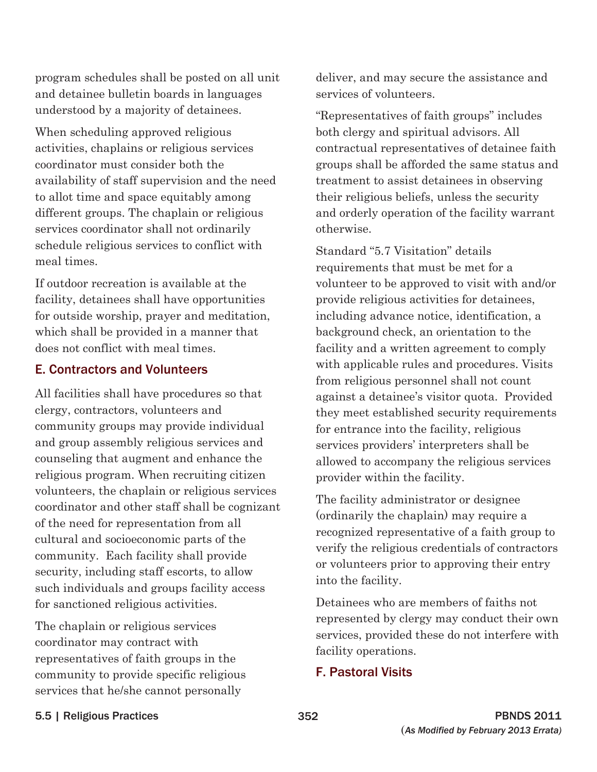program schedules shall be posted on all unit and detainee bulletin boards in languages understood by a majority of detainees.

When scheduling approved religious activities, chaplains or religious services coordinator must consider both the availability of staff supervision and the need to allot time and space equitably among different groups. The chaplain or religious services coordinator shall not ordinarily schedule religious services to conflict with meal times.

If outdoor recreation is available at the facility, detainees shall have opportunities for outside worship, prayer and meditation, which shall be provided in a manner that does not conflict with meal times.

### E. Contractors and Volunteers

All facilities shall have procedures so that clergy, contractors, volunteers and community groups may provide individual and group assembly religious services and counseling that augment and enhance the religious program. When recruiting citizen volunteers, the chaplain or religious services coordinator and other staff shall be cognizant of the need for representation from all cultural and socioeconomic parts of the community. Each facility shall provide security, including staff escorts, to allow such individuals and groups facility access for sanctioned religious activities.

The chaplain or religious services coordinator may contract with representatives of faith groups in the community to provide specific religious services that he/she cannot personally deliver, and may secure the assistance and services of volunteers.

"Representatives of faith groups" includes both clergy and spiritual advisors. All contractual representatives of detainee faith groups shall be afforded the same status and treatment to assist detainees in observing their religious beliefs, unless the security and orderly operation of the facility warrant otherwise.

Standard "5.7 Visitation" details requirements that must be met for a volunteer to be approved to visit with and/or provide religious activities for detainees, including advance notice, identification, a background check, an orientation to the facility and a written agreement to comply with applicable rules and procedures. Visits from religious personnel shall not count against a detainee's visitor quota. Provided they meet established security requirements for entrance into the facility, religious services providers' interpreters shall be allowed to accompany the religious services provider within the facility.

The facility administrator or designee (ordinarily the chaplain) may require a recognized representative of a faith group to verify the religious credentials of contractors or volunteers prior to approving their entry into the facility.

Detainees who are members of faiths not represented by clergy may conduct their own services, provided these do not interfere with facility operations.

### F. Pastoral Visits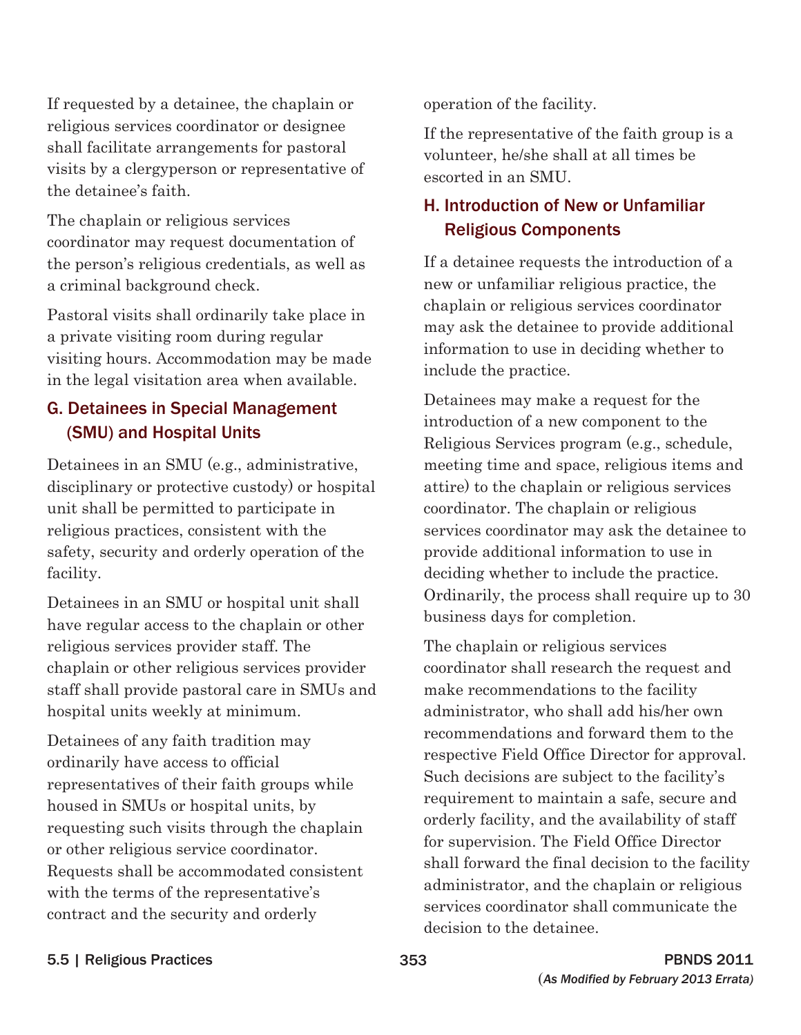If requested by a detainee, the chaplain or religious services coordinator or designee shall facilitate arrangements for pastoral visits by a clergyperson or representative of the detainee's faith.

The chaplain or religious services coordinator may request documentation of the person's religious credentials, as well as a criminal background check.

Pastoral visits shall ordinarily take place in a private visiting room during regular visiting hours. Accommodation may be made in the legal visitation area when available.

## G. Detainees in Special Management (SMU) and Hospital Units

Detainees in an SMU (e.g., administrative, disciplinary or protective custody) or hospital unit shall be permitted to participate in religious practices, consistent with the safety, security and orderly operation of the facility.

Detainees in an SMU or hospital unit shall have regular access to the chaplain or other religious services provider staff. The chaplain or other religious services provider staff shall provide pastoral care in SMUs and hospital units weekly at minimum.

Detainees of any faith tradition may ordinarily have access to official representatives of their faith groups while housed in SMUs or hospital units, by requesting such visits through the chaplain or other religious service coordinator. Requests shall be accommodated consistent with the terms of the representative's contract and the security and orderly operation of the facility.

If the representative of the faith group is a volunteer, he/she shall at all times be escorted in an SMU.

## H. Introduction of New or Unfamiliar Religious Components

If a detainee requests the introduction of a new or unfamiliar religious practice, the chaplain or religious services coordinator may ask the detainee to provide additional information to use in deciding whether to include the practice.

Detainees may make a request for the introduction of a new component to the Religious Services program (e.g., schedule, meeting time and space, religious items and attire) to the chaplain or religious services coordinator. The chaplain or religious services coordinator may ask the detainee to provide additional information to use in deciding whether to include the practice. Ordinarily, the process shall require up to 30 business days for completion.

The chaplain or religious services coordinator shall research the request and make recommendations to the facility administrator, who shall add his/her own recommendations and forward them to the respective Field Office Director for approval. Such decisions are subject to the facility's requirement to maintain a safe, secure and orderly facility, and the availability of staff for supervision. The Field Office Director shall forward the final decision to the facility administrator, and the chaplain or religious services coordinator shall communicate the decision to the detainee.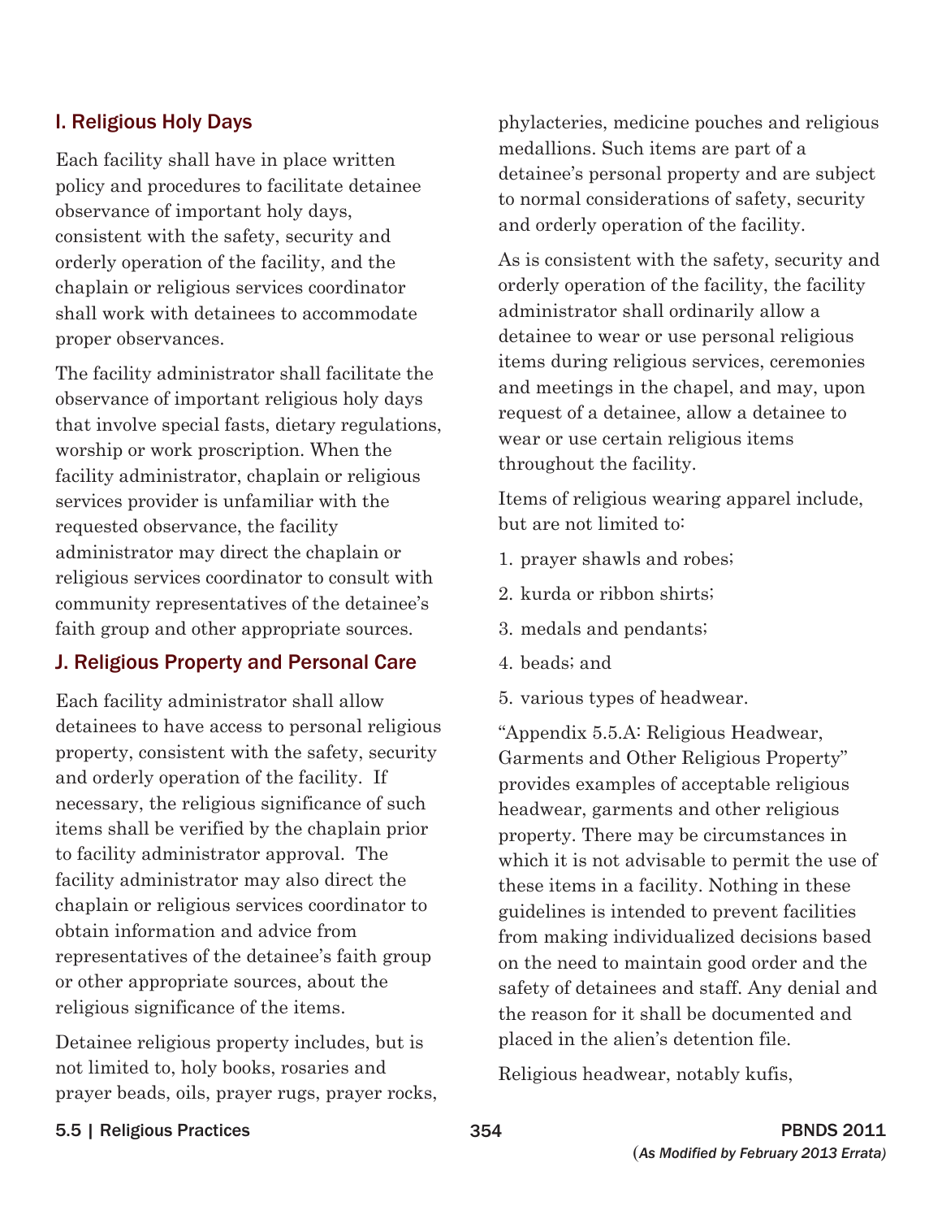## I. Religious Holy Days

Each facility shall have in place written policy and procedures to facilitate detainee observance of important holy days, consistent with the safety, security and orderly operation of the facility, and the chaplain or religious services coordinator shall work with detainees to accommodate proper observances.

The facility administrator shall facilitate the observance of important religious holy days that involve special fasts, dietary regulations, worship or work proscription. When the facility administrator, chaplain or religious services provider is unfamiliar with the requested observance, the facility administrator may direct the chaplain or religious services coordinator to consult with community representatives of the detainee's faith group and other appropriate sources.

## J. Religious Property and Personal Care

Each facility administrator shall allow detainees to have access to personal religious property, consistent with the safety, security and orderly operation of the facility. If necessary, the religious significance of such items shall be verified by the chaplain prior to facility administrator approval. The facility administrator may also direct the chaplain or religious services coordinator to obtain information and advice from representatives of the detainee's faith group or other appropriate sources, about the religious significance of the items.

Detainee religious property includes, but is not limited to, holy books, rosaries and prayer beads, oils, prayer rugs, prayer rocks, phylacteries, medicine pouches and religious medallions. Such items are part of a detainee's personal property and are subject to normal considerations of safety, security and orderly operation of the facility.

As is consistent with the safety, security and orderly operation of the facility, the facility administrator shall ordinarily allow a detainee to wear or use personal religious items during religious services, ceremonies and meetings in the chapel, and may, upon request of a detainee, allow a detainee to wear or use certain religious items throughout the facility.

Items of religious wearing apparel include, but are not limited to:

1. prayer shawls and robes;
2. kurda or ribbon shirts;
3. medals and pendants;
4. beads; and
5. various types of headwear.

"Appendix 5.5.A: Religious Headwear, Garments and Other Religious Property" provides examples of acceptable religious headwear, garments and other religious property. There may be circumstances in which it is not advisable to permit the use of these items in a facility. Nothing in these guidelines is intended to prevent facilities from making individualized decisions based on the need to maintain good order and the safety of detainees and staff. Any denial and the reason for it shall be documented and placed in the alien's detention file.

Religious headwear, notably kufis,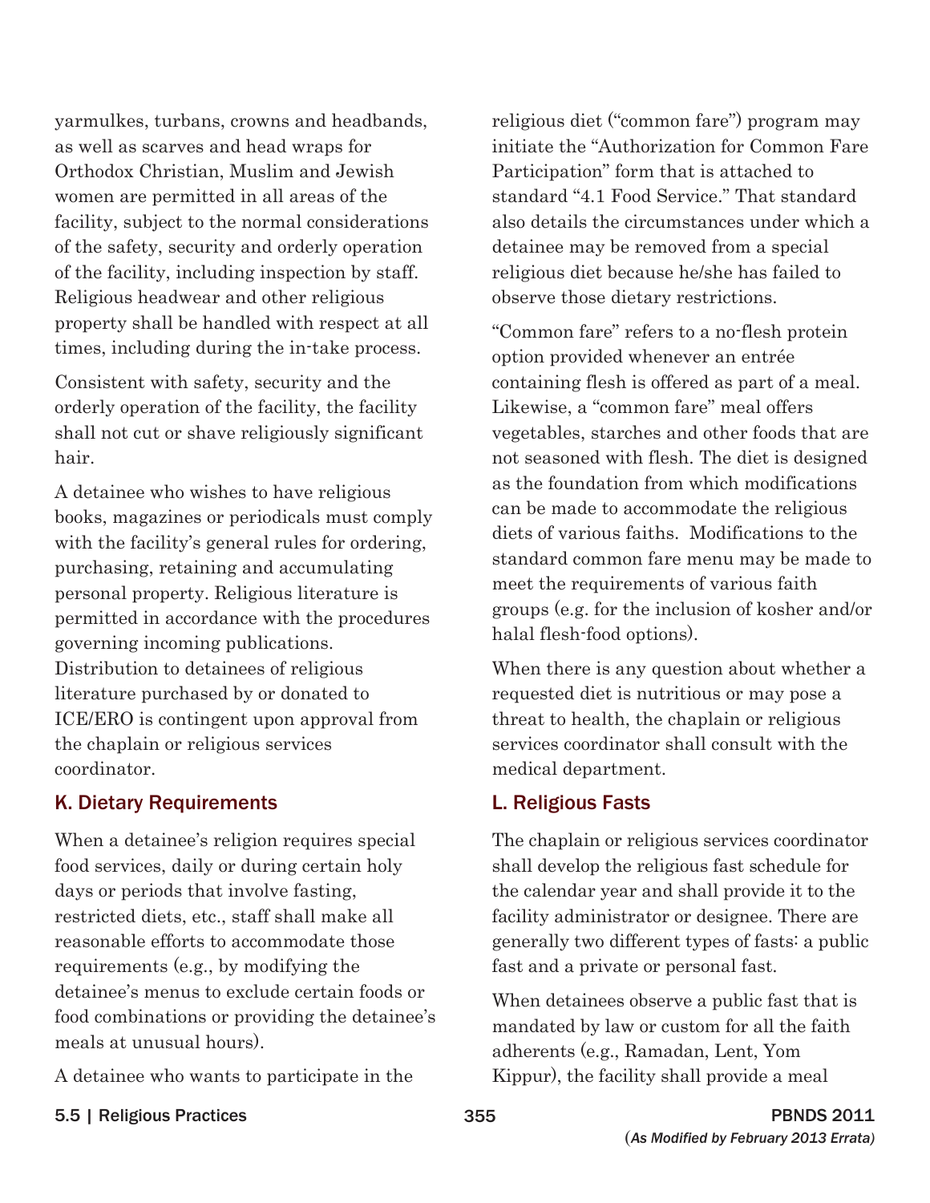yarmulkes, turbans, crowns and headbands, as well as scarves and head wraps for Orthodox Christian, Muslim and Jewish women are permitted in all areas of the facility, subject to the normal considerations of the safety, security and orderly operation of the facility, including inspection by staff. Religious headwear and other religious property shall be handled with respect at all times, including during the in-take process.

Consistent with safety, security and the orderly operation of the facility, the facility shall not cut or shave religiously significant hair.

A detainee who wishes to have religious books, magazines or periodicals must comply with the facility's general rules for ordering, purchasing, retaining and accumulating personal property. Religious literature is permitted in accordance with the procedures governing incoming publications. Distribution to detainees of religious literature purchased by or donated to ICE/ERO is contingent upon approval from the chaplain or religious services coordinator.

## K. Dietary Requirements

When a detainee's religion requires special food services, daily or during certain holy days or periods that involve fasting, restricted diets, etc., staff shall make all reasonable efforts to accommodate those requirements (e.g., by modifying the detainee's menus to exclude certain foods or food combinations or providing the detainee's meals at unusual hours).

A detainee who wants to participate in the religious diet ("common fare") program may initiate the "Authorization for Common Fare Participation" form that is attached to standard "4.1 Food Service." That standard also details the circumstances under which a detainee may be removed from a special religious diet because he/she has failed to observe those dietary restrictions.

"Common fare" refers to a no-flesh protein option provided whenever an entrée containing flesh is offered as part of a meal. Likewise, a "common fare" meal offers vegetables, starches and other foods that are not seasoned with flesh. The diet is designed as the foundation from which modifications can be made to accommodate the religious diets of various faiths. Modifications to the standard common fare menu may be made to meet the requirements of various faith groups (e.g. for the inclusion of kosher and/or halal flesh-food options).

When there is any question about whether a requested diet is nutritious or may pose a threat to health, the chaplain or religious services coordinator shall consult with the medical department.

## L. Religious Fasts

The chaplain or religious services coordinator shall develop the religious fast schedule for the calendar year and shall provide it to the facility administrator or designee. There are generally two different types of fasts: a public fast and a private or personal fast.

When detainees observe a public fast that is mandated by law or custom for all the faith adherents (e.g., Ramadan, Lent, Yom Kippur), the facility shall provide a meal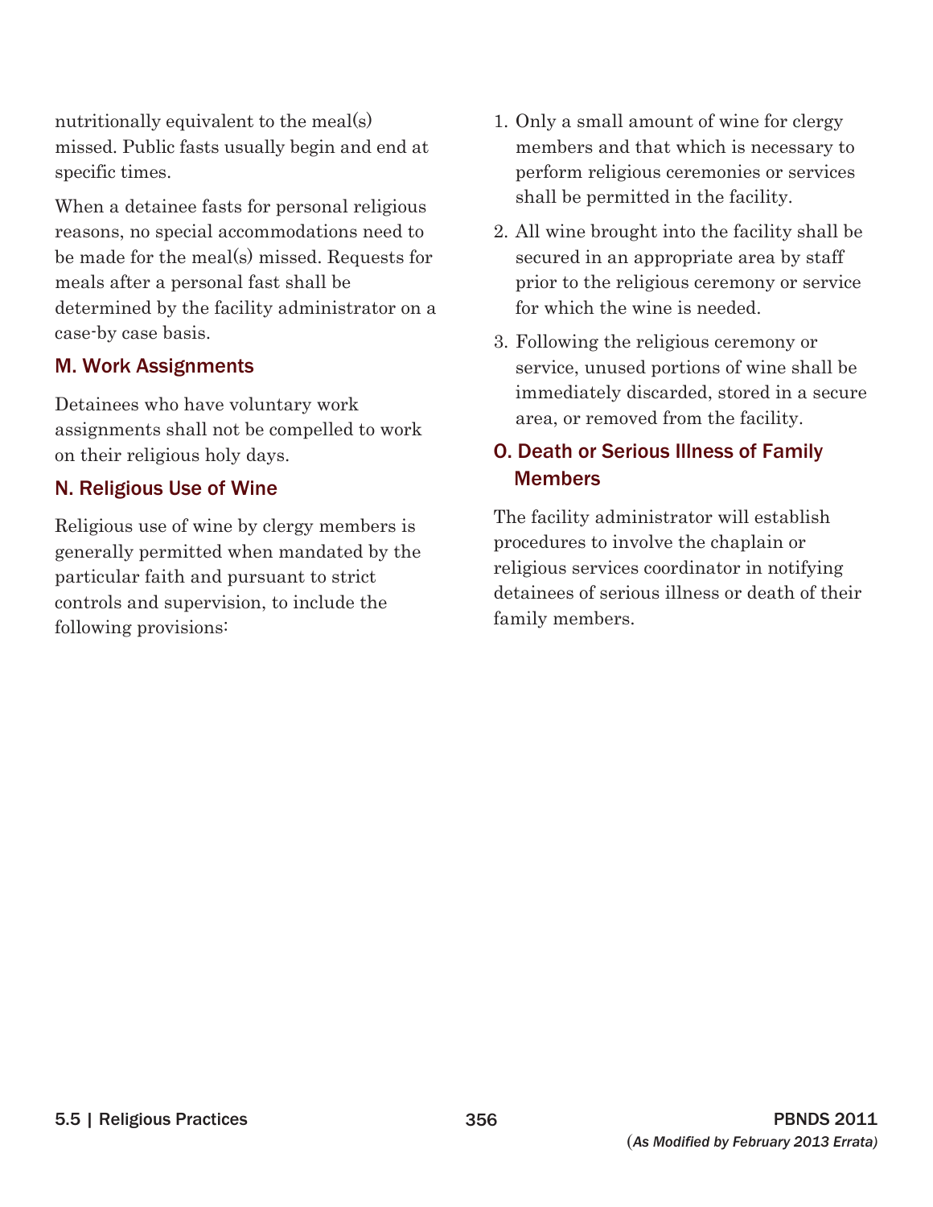nutritionally equivalent to the meal(s) missed. Public fasts usually begin and end at specific times.

When a detainee fasts for personal religious reasons, no special accommodations need to be made for the meal(s) missed. Requests for meals after a personal fast shall be determined by the facility administrator on a case-by case basis.

### M. Work Assignments

Detainees who have voluntary work assignments shall not be compelled to work on their religious holy days.

### N. Religious Use of Wine

Religious use of wine by clergy members is generally permitted when mandated by the particular faith and pursuant to strict controls and supervision, to include the following provisions:

1. Only a small amount of wine for clergy members and that which is necessary to perform religious ceremonies or services shall be permitted in the facility.
2. All wine brought into the facility shall be secured in an appropriate area by staff prior to the religious ceremony or service for which the wine is needed.
3. Following the religious ceremony or service, unused portions of wine shall be immediately discarded, stored in a secure area, or removed from the facility.

### O. Death or Serious Illness of Family Members

The facility administrator will establish procedures to involve the chaplain or religious services coordinator in notifying detainees of serious illness or death of their family members.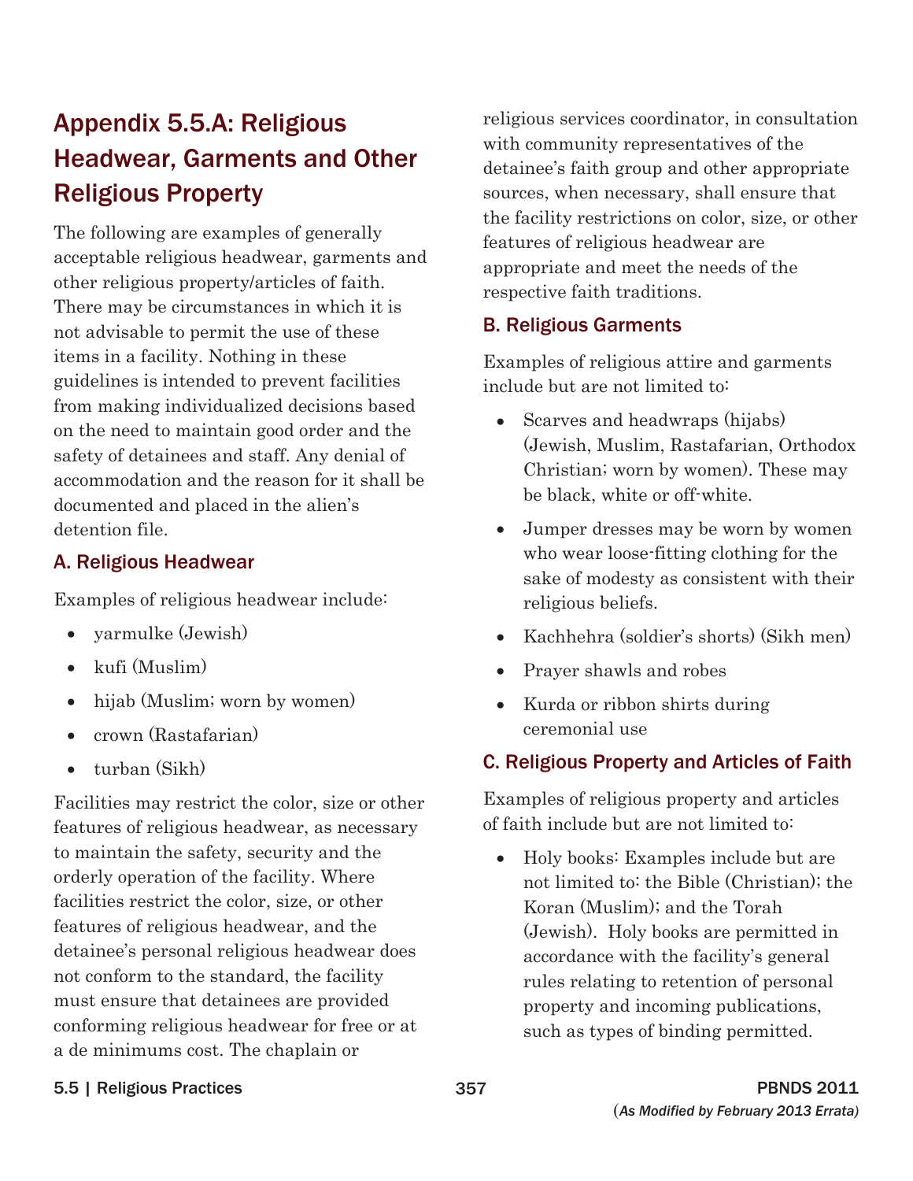# Appendix 5.5.A: Religious Headwear, Garments and Other Religious Property

The following are examples of generally acceptable religious headwear, garments and other religious property/articles of faith. There may be circumstances in which it is not advisable to permit the use of these items in a facility. Nothing in these guidelines is intended to prevent facilities from making individualized decisions based on the need to maintain good order and the safety of detainees and staff. Any denial of accommodation and the reason for it shall be documented and placed in the alien's detention file.

## A. Religious Headwear

Examples of religious headwear include:

- yarmulke (Jewish)
- kufi (Muslim)
- hijab (Muslim; worn by women)
- crown (Rastafarian)
- turban (Sikh)

Facilities may restrict the color, size or other features of religious headwear, as necessary to maintain the safety, security and the orderly operation of the facility. Where facilities restrict the color, size, or other features of religious headwear, and the detainee's personal religious headwear does not conform to the standard, the facility must ensure that detainees are provided conforming religious headwear for free or at a de minimums cost. The chaplain or religious services coordinator, in consultation with community representatives of the detainee's faith group and other appropriate sources, when necessary, shall ensure that the facility restrictions on color, size, or other features of religious headwear are appropriate and meet the needs of the respective faith traditions.

## B. Religious Garments

Examples of religious attire and garments include but are not limited to:

- Scarves and headwraps (hijabs) (Jewish, Muslim, Rastafarian, Orthodox Christian; worn by women). These may be black, white or off-white.
- Jumper dresses may be worn by women who wear loose-fitting clothing for the sake of modesty as consistent with their religious beliefs.
- Kachhehra (soldier's shorts) (Sikh men)
- Prayer shawls and robes
- Kurda or ribbon shirts during ceremonial use

## C. Religious Property and Articles of Faith

Examples of religious property and articles of faith include but are not limited to:

- Holy books: Examples include but are not limited to: the Bible (Christian); the Koran (Muslim); and the Torah (Jewish). Holy books are permitted in accordance with the facility's general rules relating to retention of personal property and incoming publications, such as types of binding permitted.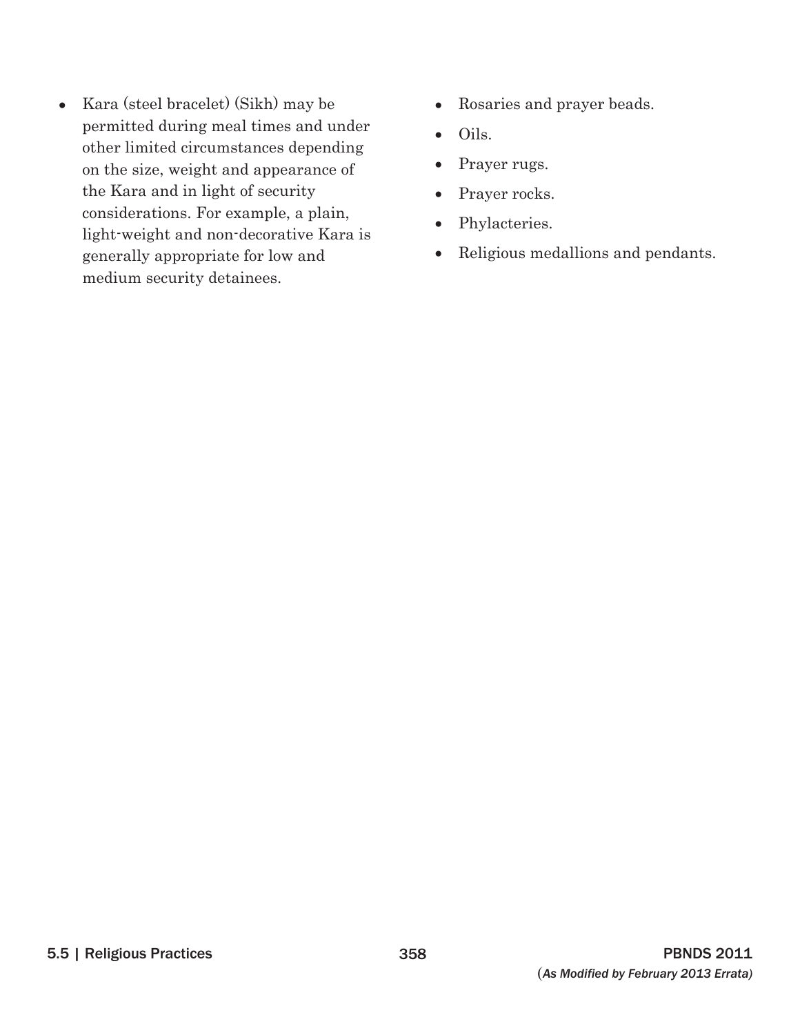- Kara (steel bracelet) (Sikh) may be permitted during meal times and under other limited circumstances depending on the size, weight and appearance of the Kara and in light of security considerations. For example, a plain, light-weight and non-decorative Kara is generally appropriate for low and medium security detainees.
- Rosaries and prayer beads.
- Oils.
- Prayer rugs.
- Prayer rocks.
- Phylacteries.
- Religious medallions and pendants.